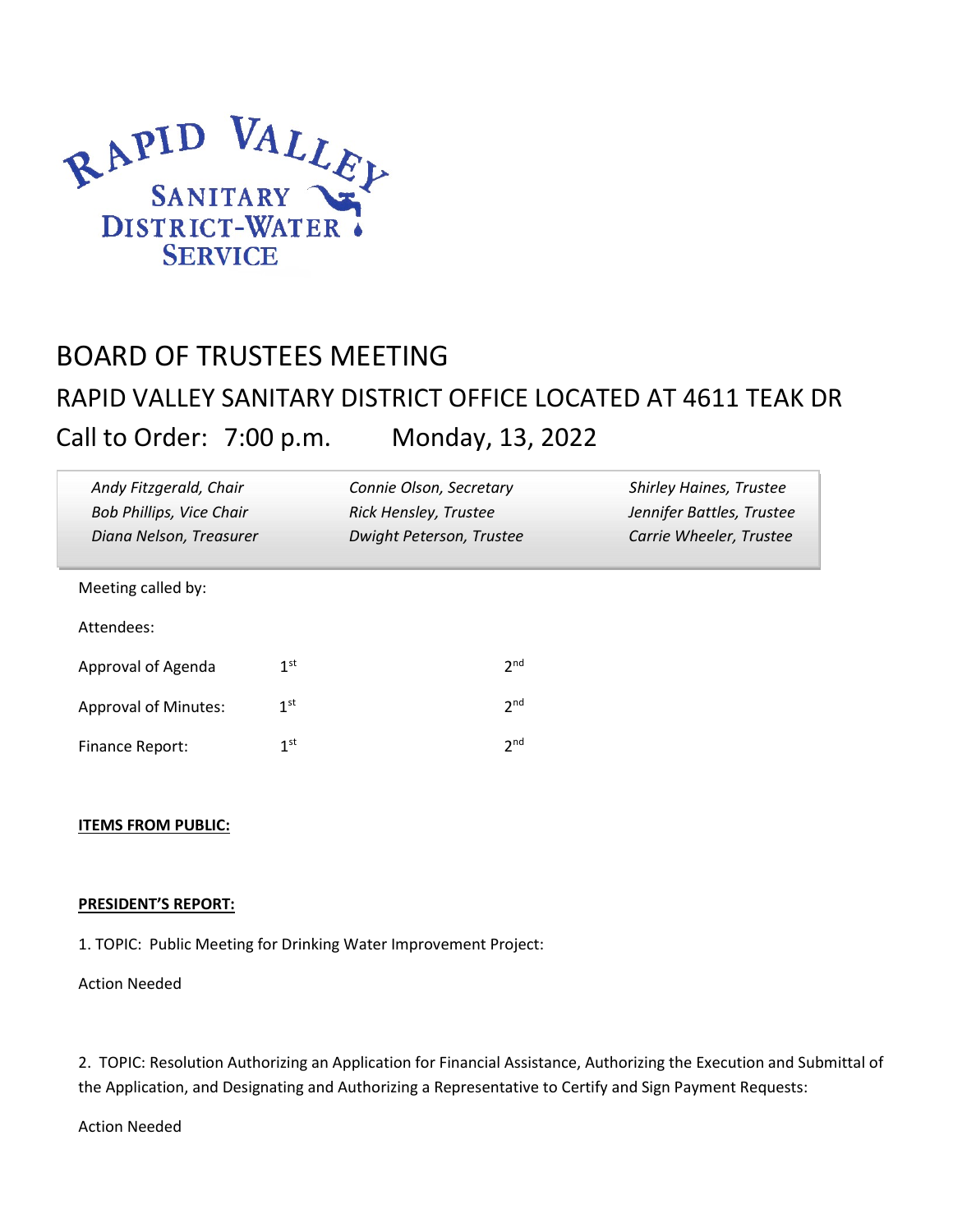RAPID VALLEY SANITARY DISTRICT-WATER SERVICE

# BOARD OF TRUSTEES MEETING

## RAPID VALLEY SANITARY DISTRICT OFFICE LOCATED AT 4611 TEAK DR

## Call to Order: 7:00 p.m. Monday, 13, 2022

| | | |
|---|---|---|
| *Andy Fitzgerald, Chair* | *Connie Olson, Secretary* | *Shirley Haines, Trustee* |
| *Bob Phillips, Vice Chair* | *Rick Hensley, Trustee* | *Jennifer Battles, Trustee* |
| *Diana Nelson, Treasurer* | *Dwight Peterson, Trustee* | *Carrie Wheeler, Trustee* |

Meeting called by:

Attendees:

| | | |
|---|---|---|
| Approval of Agenda | 1st | 2nd |
| Approval of Minutes: | 1st | 2nd |
| Finance Report: | 1st | 2nd |

**ITEMS FROM PUBLIC:**

**PRESIDENT'S REPORT:**

1. TOPIC: Public Meeting for Drinking Water Improvement Project:

Action Needed

2. TOPIC: Resolution Authorizing an Application for Financial Assistance, Authorizing the Execution and Submittal of the Application, and Designating and Authorizing a Representative to Certify and Sign Payment Requests:

Action Needed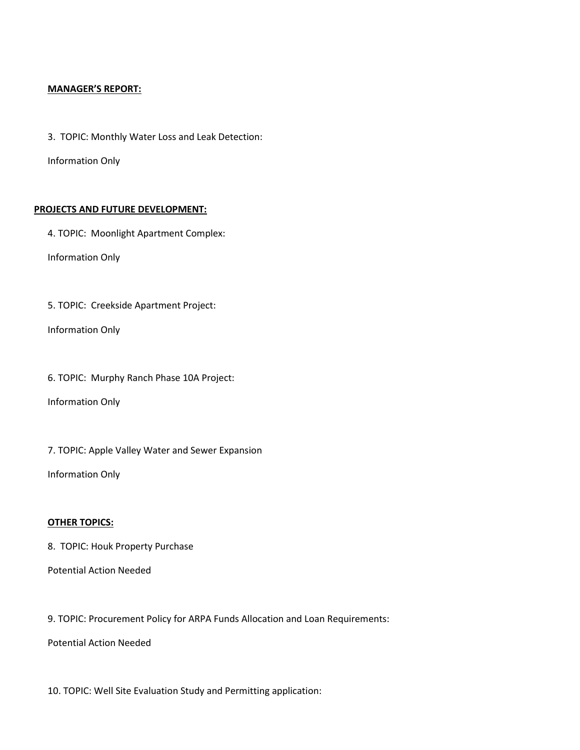**MANAGER'S REPORT:**

3. TOPIC: Monthly Water Loss and Leak Detection:

Information Only

**PROJECTS AND FUTURE DEVELOPMENT:**

4. TOPIC: Moonlight Apartment Complex:

Information Only

5. TOPIC: Creekside Apartment Project:

Information Only

6. TOPIC: Murphy Ranch Phase 10A Project:

Information Only

7. TOPIC: Apple Valley Water and Sewer Expansion

Information Only

**OTHER TOPICS:**

8. TOPIC: Houk Property Purchase

Potential Action Needed

9. TOPIC: Procurement Policy for ARPA Funds Allocation and Loan Requirements:

Potential Action Needed

10. TOPIC: Well Site Evaluation Study and Permitting application: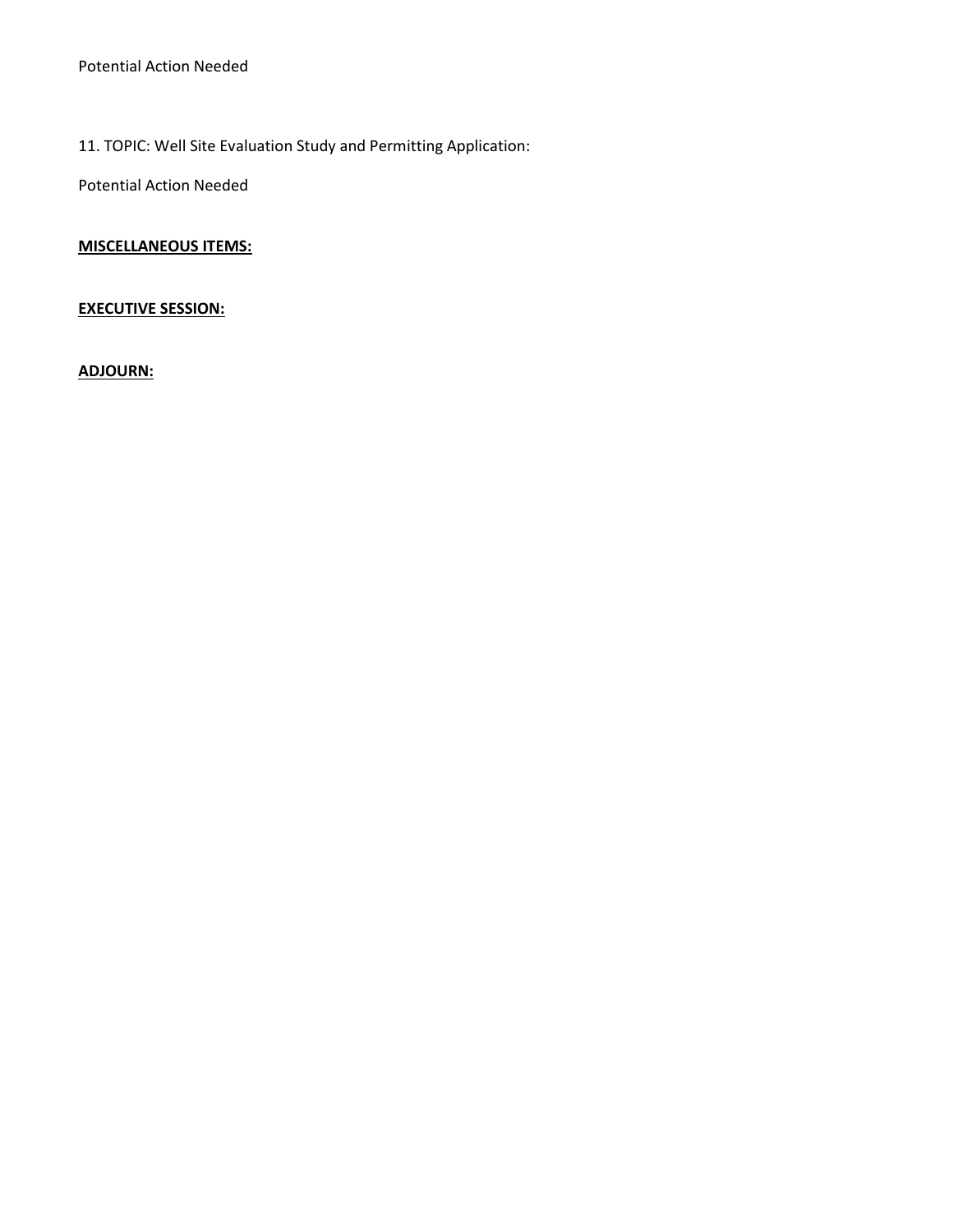Potential Action Needed

11. TOPIC: Well Site Evaluation Study and Permitting Application:

Potential Action Needed

**MISCELLANEOUS ITEMS:**

**EXECUTIVE SESSION:**

**ADJOURN:**